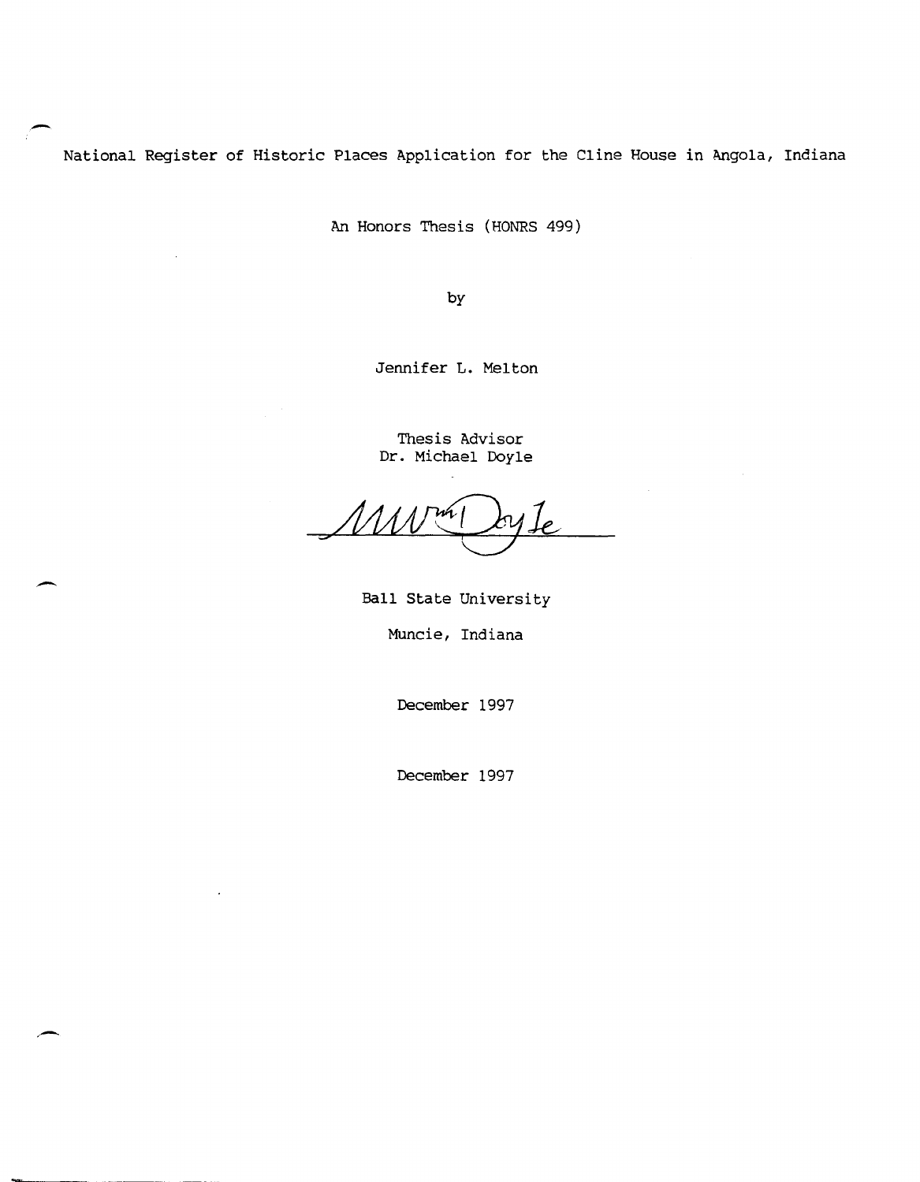# National Register of Historic Places Application for the Cline House in Angola, Indiana

An Honors Thesis (HONRS 499)

by

Jennifer L. Melton

Thesis Advisor
Dr. Michael Doyle

Ball State University

Muncie, Indiana

December 1997

December 1997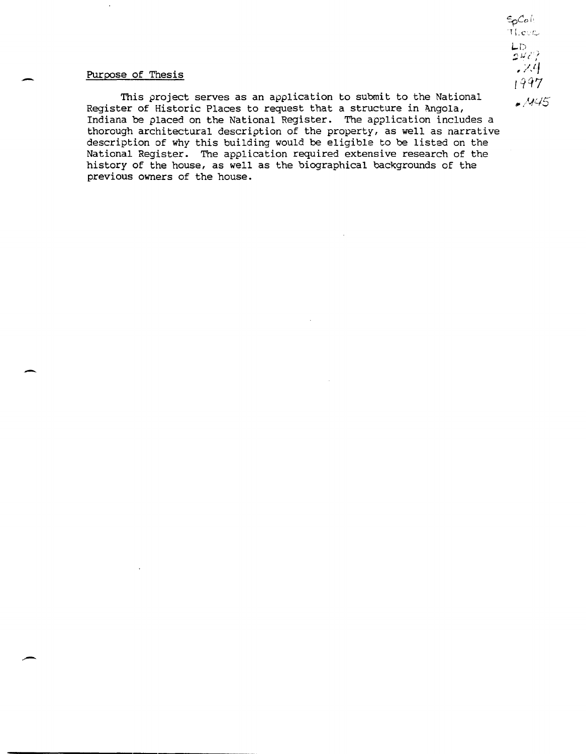## Purpose of Thesis

This project serves as an application to submit to the National Register of Historic Places to request that a structure in Angola, Indiana be placed on the National Register. The application includes a thorough architectural description of the property, as well as narrative description of why this building would be eligible to be listed on the National Register. The application required extensive research of the history of the house, as well as the biographical backgrounds of the previous owners of the house.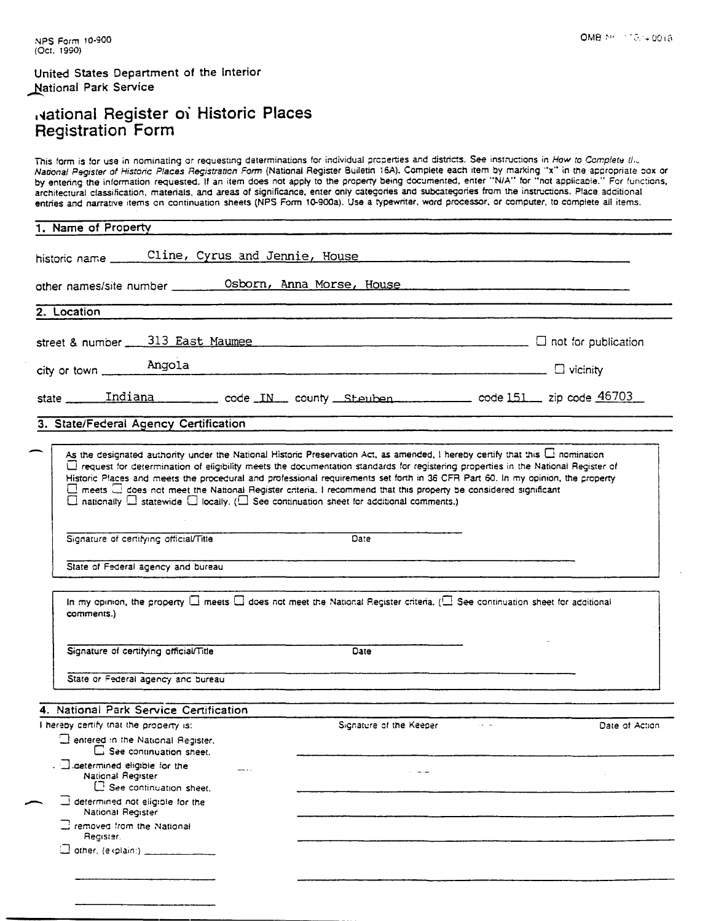NPS Form 10-900
(Oct. 1990)

OMB No. 1024-0018

United States Department of the Interior
National Park Service

# National Register of Historic Places Registration Form

This form is for use in nominating or requesting determinations for individual properties and districts. See instructions in *How to Complete the National Register of Historic Places Registration Form* (National Register Bulletin 16A). Complete each item by marking "x" in the appropriate box or by entering the information requested. If an item does not apply to the property being documented, enter "N/A" for "not applicable." For functions, architectural classification, materials, and areas of significance, enter only categories and subcategories from the instructions. Place additional entries and narrative items on continuation sheets (NPS Form 10-900a). Use a typewriter, word processor, or computer, to complete all items.

## 1. Name of Property

historic name: Cline, Cyrus and Jennie, House

other names/site number: Osborn, Anna Morse, House

## 2. Location

street & number: 313 East Maumee ☐ not for publication

city or town: Angola ☐ vicinity

state: Indiana code: IN county: Steuben code: 151 zip code: 46703

## 3. State/Federal Agency Certification

As the designated authority under the National Historic Preservation Act, as amended, I hereby certify that this ☐ nomination ☐ request for determination of eligibility meets the documentation standards for registering properties in the National Register of Historic Places and meets the procedural and professional requirements set forth in 36 CFR Part 60. In my opinion, the property ☐ meets ☐ does not meet the National Register criteria. I recommend that this property be considered significant ☐ nationally ☐ statewide ☐ locally. (☐ See continuation sheet for additional comments.)

Signature of certifying official/Title — Date

State of Federal agency and bureau

In my opinion, the property ☐ meets ☐ does not meet the National Register criteria. (☐ See continuation sheet for additional comments.)

Signature of certifying official/Title — Date

State or Federal agency and bureau

## 4. National Park Service Certification

I hereby certify that the property is: — Signature of the Keeper — Date of Action

- ☐ entered in the National Register.
  - ☐ See continuation sheet.
- ☐ determined eligible for the National Register
  - ☐ See continuation sheet.
- ☐ determined not eligible for the National Register.
- ☐ removed from the National Register.
- ☐ other, (explain:) ____________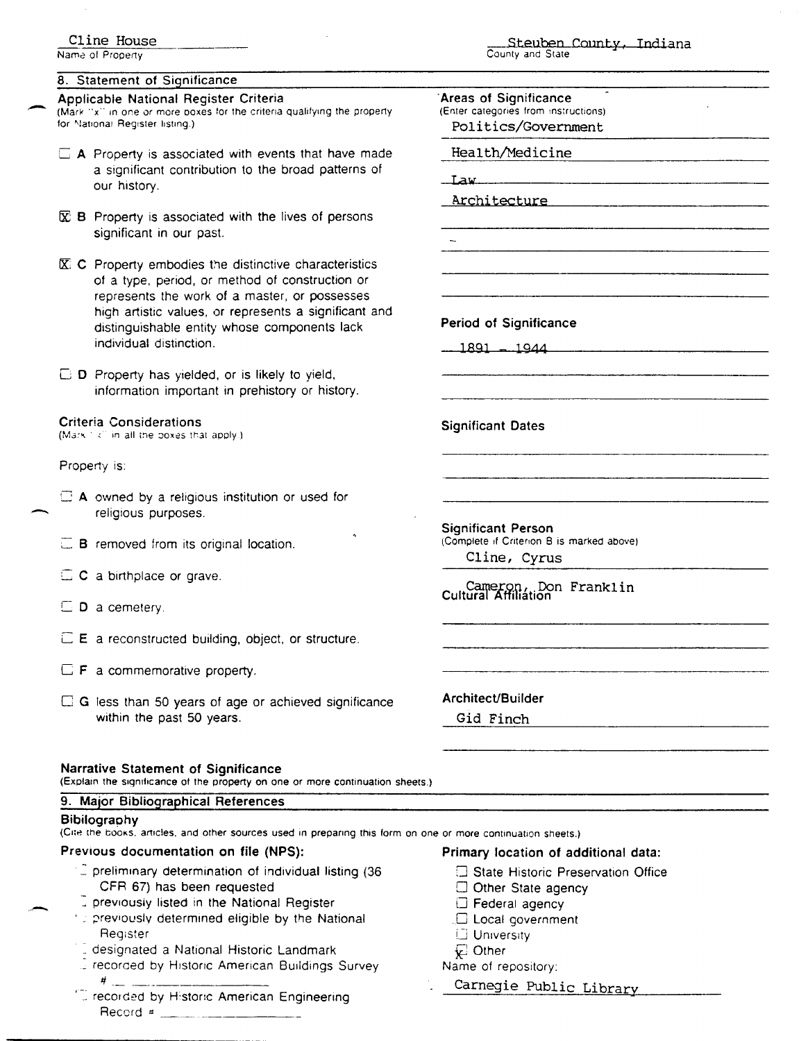Cline House
Name of Property

Steuben County, Indiana
County and State

## 8. Statement of Significance

### Applicable National Register Criteria

(Mark "x" in one or more boxes for the criteria qualifying the property for National Register listing.)

- ☐ **A** Property is associated with events that have made a significant contribution to the broad patterns of our history.
- ☒ **B** Property is associated with the lives of persons significant in our past.
- ☒ **C** Property embodies the distinctive characteristics of a type, period, or method of construction or represents the work of a master, or possesses high artistic values, or represents a significant and distinguishable entity whose components lack individual distinction.
- ☐ **D** Property has yielded, or is likely to yield, information important in prehistory or history.

### Criteria Considerations

(Mark "x" in all the boxes that apply.)

Property is:

- ☐ **A** owned by a religious institution or used for religious purposes.
- ☐ **B** removed from its original location.
- ☐ **C** a birthplace or grave.
- ☐ **D** a cemetery.
- ☐ **E** a reconstructed building, object, or structure.
- ☐ **F** a commemorative property.
- ☐ **G** less than 50 years of age or achieved significance within the past 50 years.

### Areas of Significance

(Enter categories from instructions)

Politics/Government
Health/Medicine
Law
Architecture

### Period of Significance

1891 – 1944

### Significant Dates

### Significant Person

(Complete if Criterion B is marked above)

Cline, Cyrus
Cameron, Don Franklin

### Cultural Affiliation

### Architect/Builder

Gid Finch

### Narrative Statement of Significance

(Explain the significance of the property on one or more continuation sheets.)

## 9. Major Bibliographical References

### Bibilography

(Cite the books, articles, and other sources used in preparing this form on one or more continuation sheets.)

### Previous documentation on file (NPS):

- ☐ preliminary determination of individual listing (36 CFR 67) has been requested
- ☐ previously listed in the National Register
- ☐ previously determined eligible by the National Register
- ☐ designated a National Historic Landmark
- ☐ recorded by Historic American Buildings Survey # ______
- ☐ recorded by Historic American Engineering Record # ______

### Primary location of additional data:

- ☐ State Historic Preservation Office
- ☐ Other State agency
- ☐ Federal agency
- ☐ Local government
- ☐ University
- ☒ Other

Name of repository:
Carnegie Public Library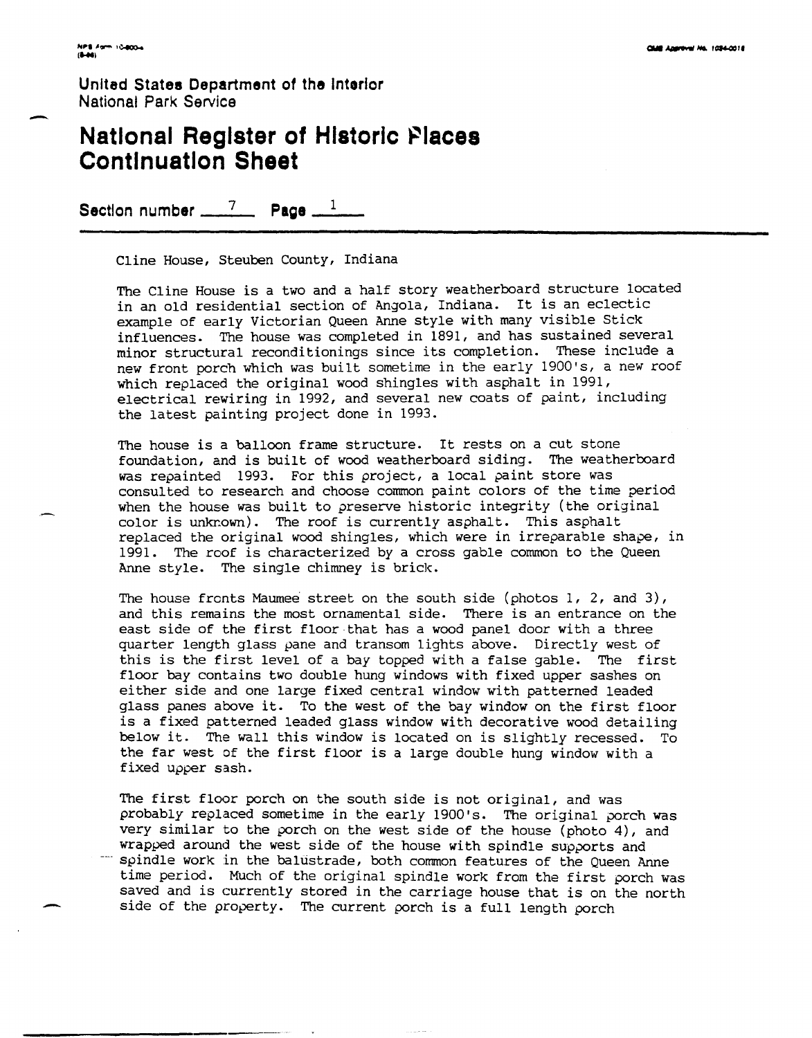United States Department of the Interior
National Park Service

# National Register of Historic Places Continuation Sheet

Section number 7 Page 1

Cline House, Steuben County, Indiana

The Cline House is a two and a half story weatherboard structure located in an old residential section of Angola, Indiana. It is an eclectic example of early Victorian Queen Anne style with many visible Stick influences. The house was completed in 1891, and has sustained several minor structural reconditionings since its completion. These include a new front porch which was built sometime in the early 1900's, a new roof which replaced the original wood shingles with asphalt in 1991, electrical rewiring in 1992, and several new coats of paint, including the latest painting project done in 1993.

The house is a balloon frame structure. It rests on a cut stone foundation, and is built of wood weatherboard siding. The weatherboard was repainted 1993. For this project, a local paint store was consulted to research and choose common paint colors of the time period when the house was built to preserve historic integrity (the original color is unknown). The roof is currently asphalt. This asphalt replaced the original wood shingles, which were in irreparable shape, in 1991. The roof is characterized by a cross gable common to the Queen Anne style. The single chimney is brick.

The house fronts Maumee street on the south side (photos 1, 2, and 3), and this remains the most ornamental side. There is an entrance on the east side of the first floor that has a wood panel door with a three quarter length glass pane and transom lights above. Directly west of this is the first level of a bay topped with a false gable. The first floor bay contains two double hung windows with fixed upper sashes on either side and one large fixed central window with patterned leaded glass panes above it. To the west of the bay window on the first floor is a fixed patterned leaded glass window with decorative wood detailing below it. The wall this window is located on is slightly recessed. To the far west of the first floor is a large double hung window with a fixed upper sash.

The first floor porch on the south side is not original, and was probably replaced sometime in the early 1900's. The original porch was very similar to the porch on the west side of the house (photo 4), and wrapped around the west side of the house with spindle supports and spindle work in the balustrade, both common features of the Queen Anne time period. Much of the original spindle work from the first porch was saved and is currently stored in the carriage house that is on the north side of the property. The current porch is a full length porch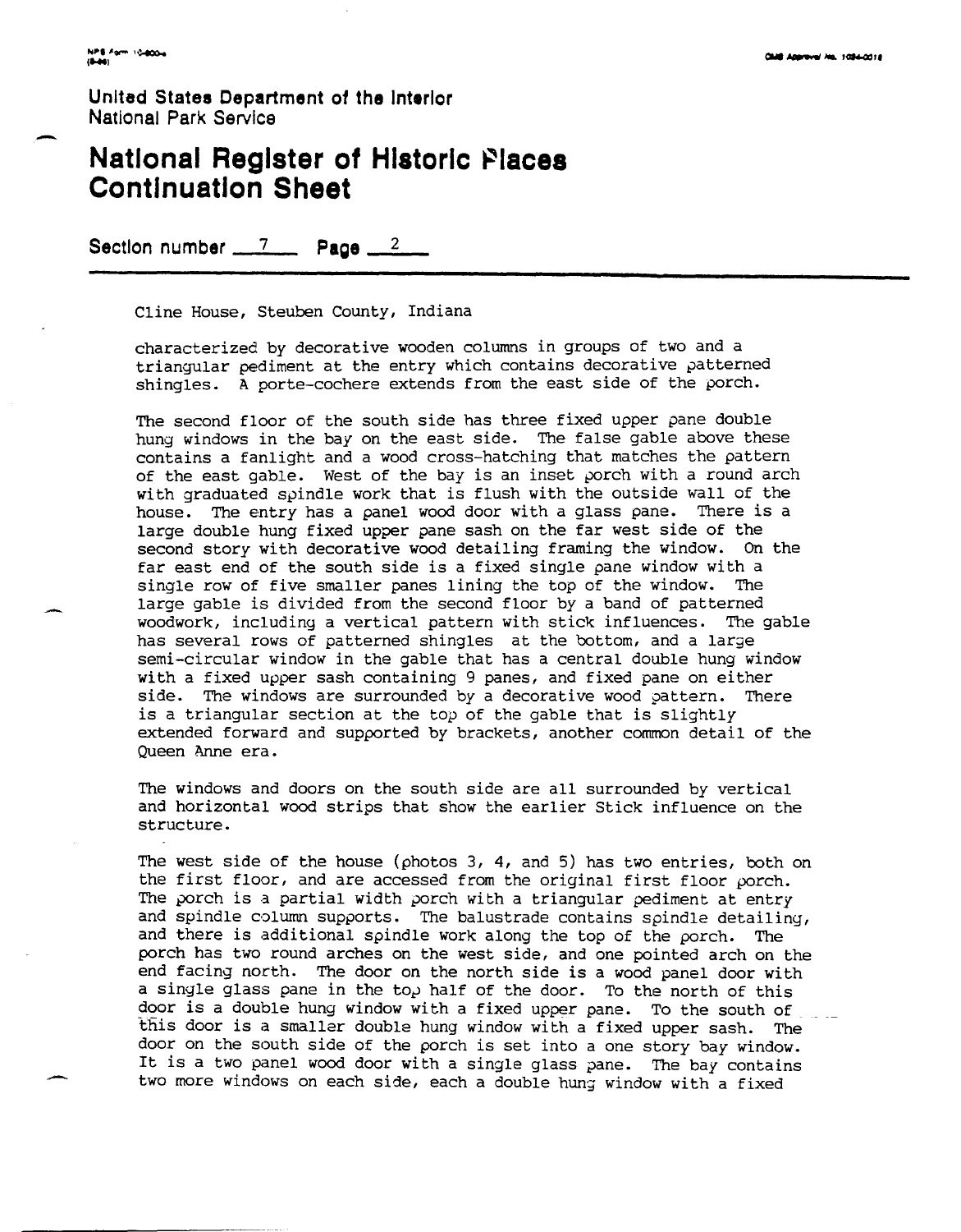United States Department of the Interior
National Park Service

# National Register of Historic Places Continuation Sheet

Section number 7 Page 2

Cline House, Steuben County, Indiana

characterized by decorative wooden columns in groups of two and a triangular pediment at the entry which contains decorative patterned shingles. A porte-cochere extends from the east side of the porch.

The second floor of the south side has three fixed upper pane double hung windows in the bay on the east side. The false gable above these contains a fanlight and a wood cross-hatching that matches the pattern of the east gable. West of the bay is an inset porch with a round arch with graduated spindle work that is flush with the outside wall of the house. The entry has a panel wood door with a glass pane. There is a large double hung fixed upper pane sash on the far west side of the second story with decorative wood detailing framing the window. On the far east end of the south side is a fixed single pane window with a single row of five smaller panes lining the top of the window. The large gable is divided from the second floor by a band of patterned woodwork, including a vertical pattern with stick influences. The gable has several rows of patterned shingles at the bottom, and a large semi-circular window in the gable that has a central double hung window with a fixed upper sash containing 9 panes, and fixed pane on either side. The windows are surrounded by a decorative wood pattern. There is a triangular section at the top of the gable that is slightly extended forward and supported by brackets, another common detail of the Queen Anne era.

The windows and doors on the south side are all surrounded by vertical and horizontal wood strips that show the earlier Stick influence on the structure.

The west side of the house (photos 3, 4, and 5) has two entries, both on the first floor, and are accessed from the original first floor porch. The porch is a partial width porch with a triangular pediment at entry and spindle column supports. The balustrade contains spindle detailing, and there is additional spindle work along the top of the porch. The porch has two round arches on the west side, and one pointed arch on the end facing north. The door on the north side is a wood panel door with a single glass pane in the top half of the door. To the north of this door is a double hung window with a fixed upper pane. To the south of this door is a smaller double hung window with a fixed upper sash. The door on the south side of the porch is set into a one story bay window. It is a two panel wood door with a single glass pane. The bay contains two more windows on each side, each a double hung window with a fixed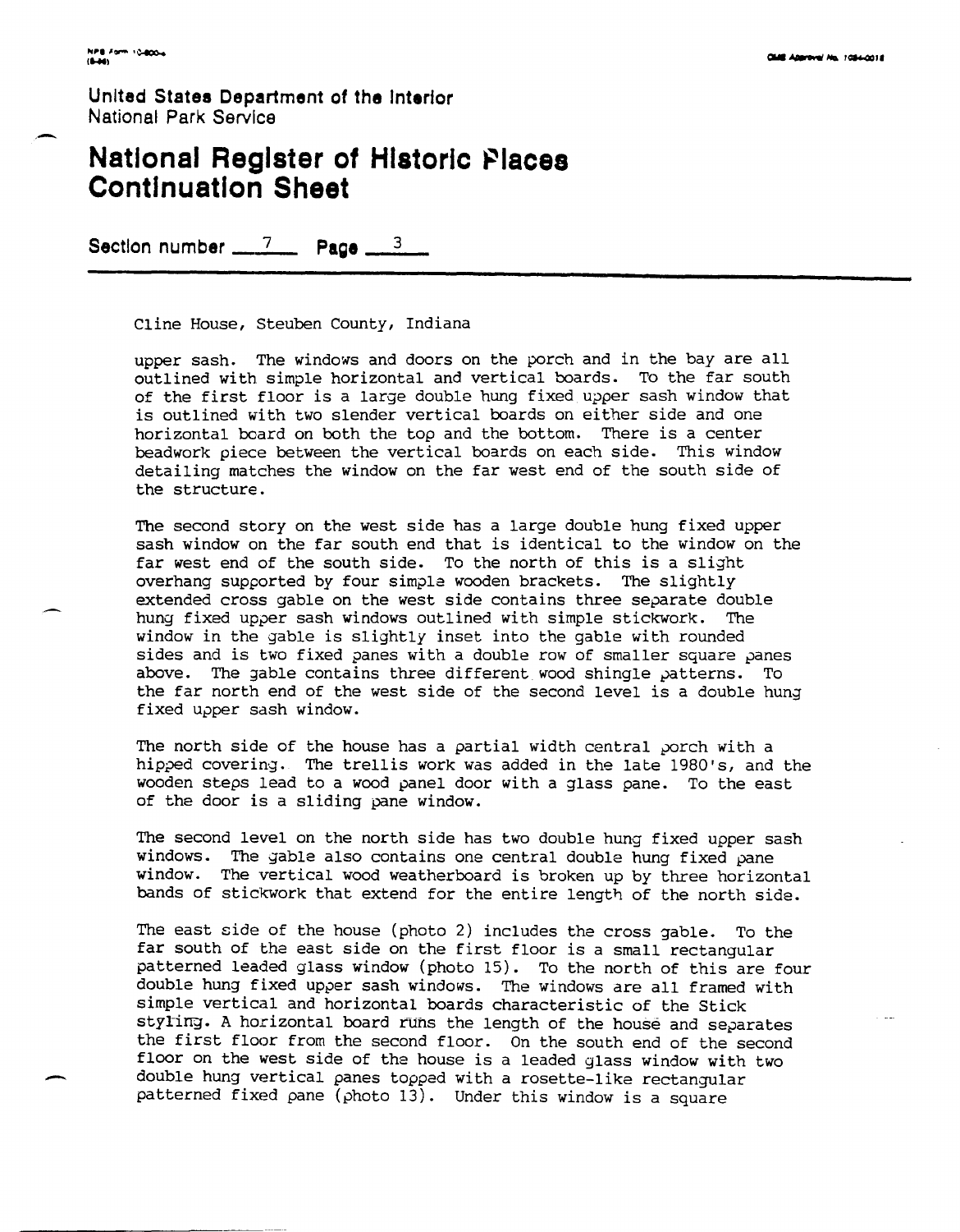United States Department of the Interior
National Park Service

# National Register of Historic Places Continuation Sheet

Section number 7 Page 3

Cline House, Steuben County, Indiana

upper sash. The windows and doors on the porch and in the bay are all outlined with simple horizontal and vertical boards. To the far south of the first floor is a large double hung fixed upper sash window that is outlined with two slender vertical boards on either side and one horizontal board on both the top and the bottom. There is a center beadwork piece between the vertical boards on each side. This window detailing matches the window on the far west end of the south side of the structure.

The second story on the west side has a large double hung fixed upper sash window on the far south end that is identical to the window on the far west end of the south side. To the north of this is a slight overhang supported by four simple wooden brackets. The slightly extended cross gable on the west side contains three separate double hung fixed upper sash windows outlined with simple stickwork. The window in the gable is slightly inset into the gable with rounded sides and is two fixed panes with a double row of smaller square panes above. The gable contains three different wood shingle patterns. To the far north end of the west side of the second level is a double hung fixed upper sash window.

The north side of the house has a partial width central porch with a hipped covering. The trellis work was added in the late 1980's, and the wooden steps lead to a wood panel door with a glass pane. To the east of the door is a sliding pane window.

The second level on the north side has two double hung fixed upper sash windows. The gable also contains one central double hung fixed pane window. The vertical wood weatherboard is broken up by three horizontal bands of stickwork that extend for the entire length of the north side.

The east side of the house (photo 2) includes the cross gable. To the far south of the east side on the first floor is a small rectangular patterned leaded glass window (photo 15). To the north of this are four double hung fixed upper sash windows. The windows are all framed with simple vertical and horizontal boards characteristic of the Stick styling. A horizontal board runs the length of the house and separates the first floor from the second floor. On the south end of the second floor on the west side of the house is a leaded glass window with two double hung vertical panes topped with a rosette-like rectangular patterned fixed pane (photo 13). Under this window is a square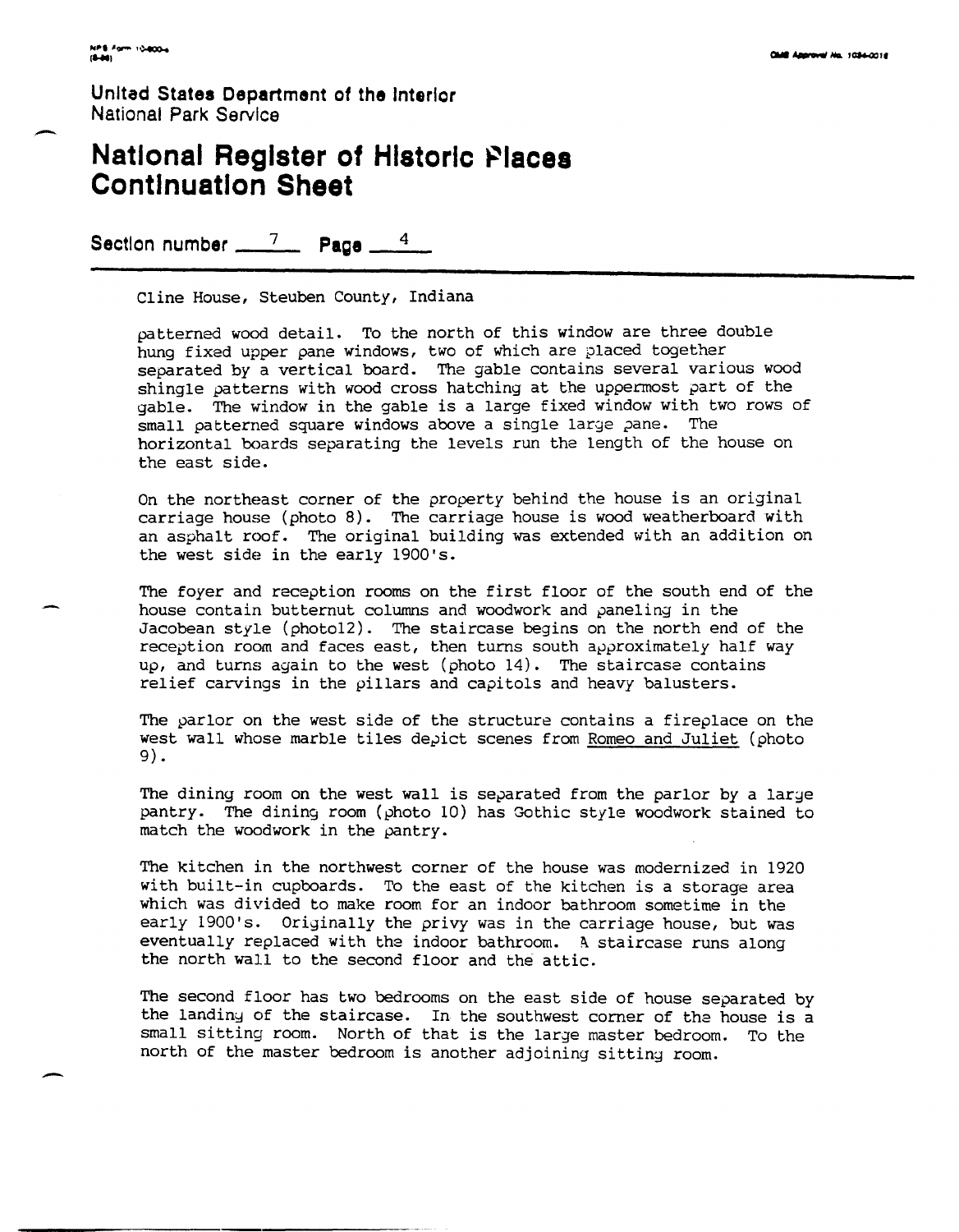United States Department of the Interior
National Park Service

# National Register of Historic Places Continuation Sheet

Section number 7 Page 4

Cline House, Steuben County, Indiana

patterned wood detail. To the north of this window are three double hung fixed upper pane windows, two of which are placed together separated by a vertical board. The gable contains several various wood shingle patterns with wood cross hatching at the uppermost part of the gable. The window in the gable is a large fixed window with two rows of small patterned square windows above a single large pane. The horizontal boards separating the levels run the length of the house on the east side.

On the northeast corner of the property behind the house is an original carriage house (photo 8). The carriage house is wood weatherboard with an asphalt roof. The original building was extended with an addition on the west side in the early 1900's.

The foyer and reception rooms on the first floor of the south end of the house contain butternut columns and woodwork and paneling in the Jacobean style (photo12). The staircase begins on the north end of the reception room and faces east, then turns south approximately half way up, and turns again to the west (photo 14). The staircase contains relief carvings in the pillars and capitols and heavy balusters.

The parlor on the west side of the structure contains a fireplace on the west wall whose marble tiles depict scenes from Romeo and Juliet (photo 9).

The dining room on the west wall is separated from the parlor by a large pantry. The dining room (photo 10) has Gothic style woodwork stained to match the woodwork in the pantry.

The kitchen in the northwest corner of the house was modernized in 1920 with built-in cupboards. To the east of the kitchen is a storage area which was divided to make room for an indoor bathroom sometime in the early 1900's. Originally the privy was in the carriage house, but was eventually replaced with the indoor bathroom. A staircase runs along the north wall to the second floor and the attic.

The second floor has two bedrooms on the east side of house separated by the landing of the staircase. In the southwest corner of the house is a small sitting room. North of that is the large master bedroom. To the north of the master bedroom is another adjoining sitting room.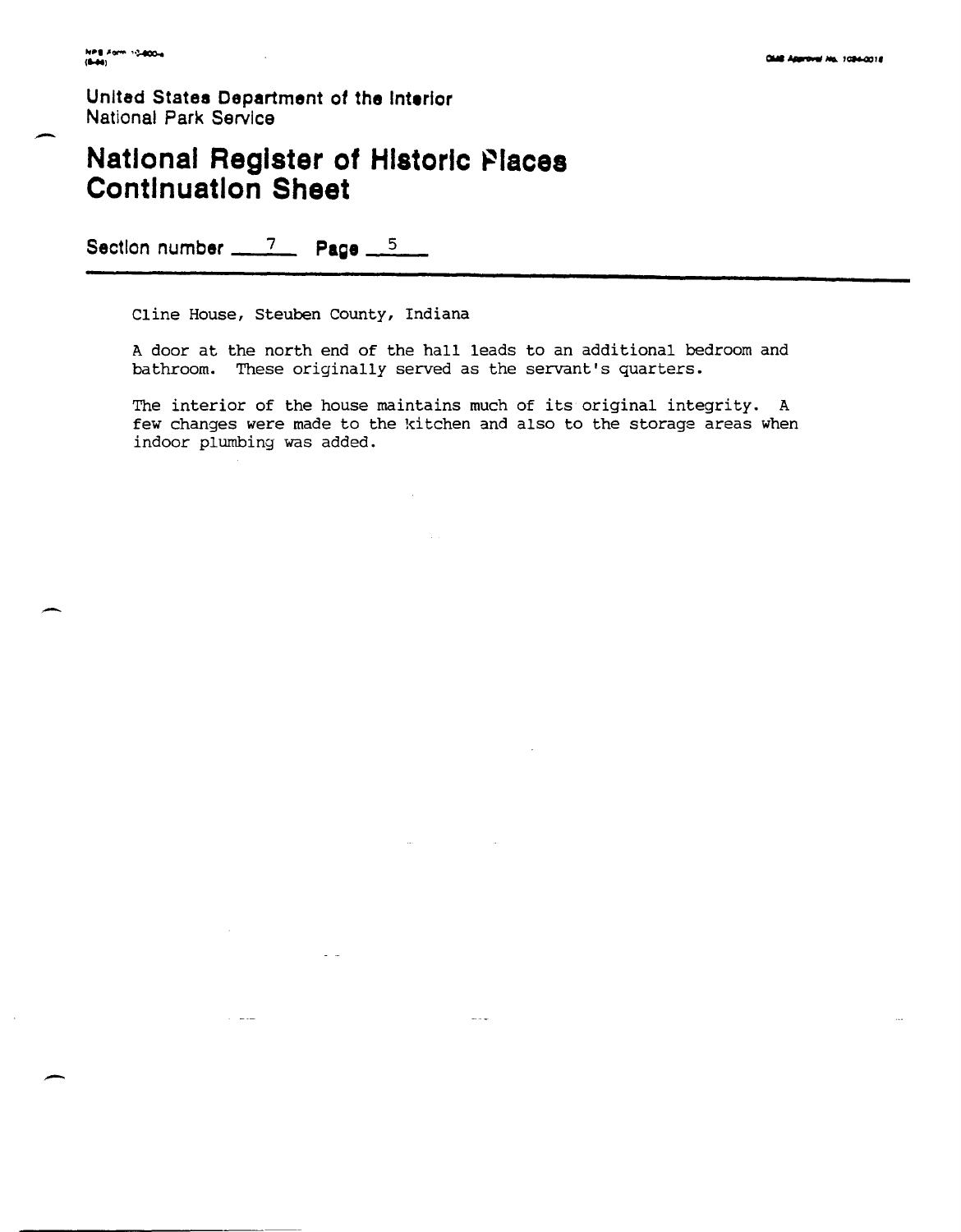United States Department of the Interior
National Park Service

# National Register of Historic Places Continuation Sheet

Section number 7 Page 5

Cline House, Steuben County, Indiana

A door at the north end of the hall leads to an additional bedroom and bathroom. These originally served as the servant's quarters.

The interior of the house maintains much of its original integrity. A few changes were made to the kitchen and also to the storage areas when indoor plumbing was added.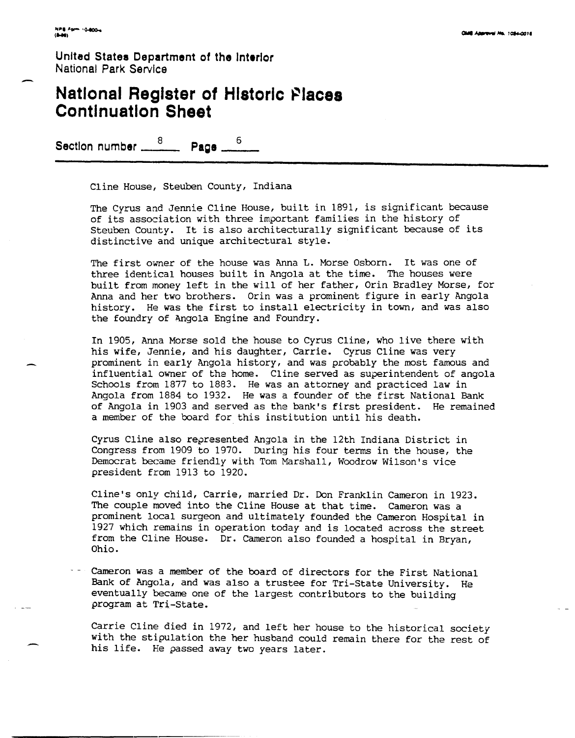United States Department of the Interior
National Park Service

# National Register of Historic Places Continuation Sheet

Section number 8 Page 6

Cline House, Steuben County, Indiana

The Cyrus and Jennie Cline House, built in 1891, is significant because of its association with three important families in the history of Steuben County. It is also architecturally significant because of its distinctive and unique architectural style.

The first owner of the house was Anna L. Morse Osborn. It was one of three identical houses built in Angola at the time. The houses were built from money left in the will of her father, Orin Bradley Morse, for Anna and her two brothers. Orin was a prominent figure in early Angola history. He was the first to install electricity in town, and was also the foundry of Angola Engine and Foundry.

In 1905, Anna Morse sold the house to Cyrus Cline, who live there with his wife, Jennie, and his daughter, Carrie. Cyrus Cline was very prominent in early Angola history, and was probably the most famous and influential owner of the home. Cline served as superintendent of angola Schools from 1877 to 1883. He was an attorney and practiced law in Angola from 1884 to 1932. He was a founder of the first National Bank of Angola in 1903 and served as the bank's first president. He remained a member of the board for this institution until his death.

Cyrus Cline also represented Angola in the 12th Indiana District in Congress from 1909 to 1970. During his four terms in the house, the Democrat became friendly with Tom Marshall, Woodrow Wilson's vice president from 1913 to 1920.

Cline's only child, Carrie, married Dr. Don Franklin Cameron in 1923. The couple moved into the Cline House at that time. Cameron was a prominent local surgeon and ultimately founded the Cameron Hospital in 1927 which remains in operation today and is located across the street from the Cline House. Dr. Cameron also founded a hospital in Bryan, Ohio.

Cameron was a member of the board of directors for the First National Bank of Angola, and was also a trustee for Tri-State University. He eventually became one of the largest contributors to the building program at Tri-State.

Carrie Cline died in 1972, and left her house to the historical society with the stipulation the her husband could remain there for the rest of his life. He passed away two years later.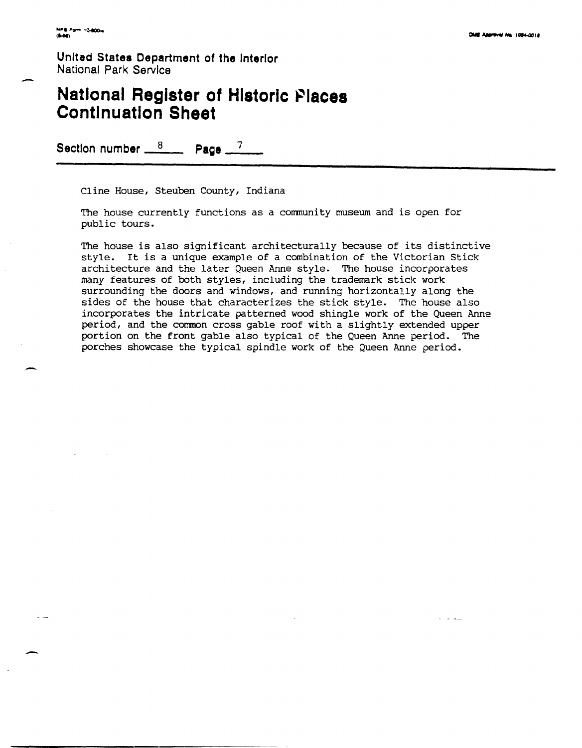United States Department of the Interior
National Park Service

# National Register of Historic Places Continuation Sheet

Section number 8 Page 7

Cline House, Steuben County, Indiana

The house currently functions as a community museum and is open for public tours.

The house is also significant architecturally because of its distinctive style. It is a unique example of a combination of the Victorian Stick architecture and the later Queen Anne style. The house incorporates many features of both styles, including the trademark stick work surrounding the doors and windows, and running horizontally along the sides of the house that characterizes the stick style. The house also incorporates the intricate patterned wood shingle work of the Queen Anne period, and the common cross gable roof with a slightly extended upper portion on the front gable also typical of the Queen Anne period. The porches showcase the typical spindle work of the Queen Anne period.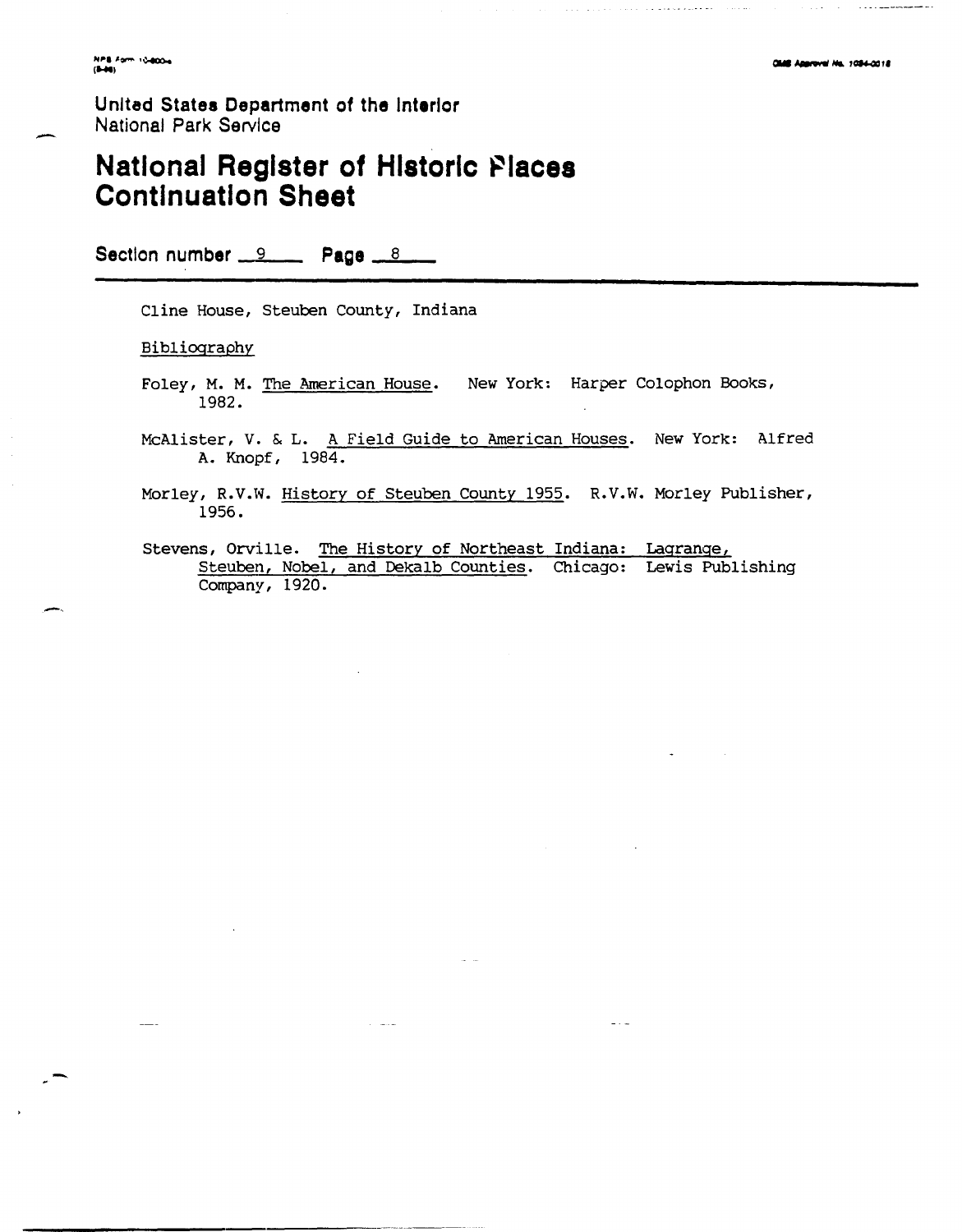United States Department of the Interior
National Park Service

# National Register of Historic Places Continuation Sheet

Section number 9 Page 8

Cline House, Steuben County, Indiana

Bibliography

Foley, M. M. The American House. New York: Harper Colophon Books, 1982.

McAlister, V. & L. A Field Guide to American Houses. New York: Alfred A. Knopf, 1984.

Morley, R.V.W. History of Steuben County 1955. R.V.W. Morley Publisher, 1956.

Stevens, Orville. The History of Northeast Indiana: Lagrange, Steuben, Nobel, and Dekalb Counties. Chicago: Lewis Publishing Company, 1920.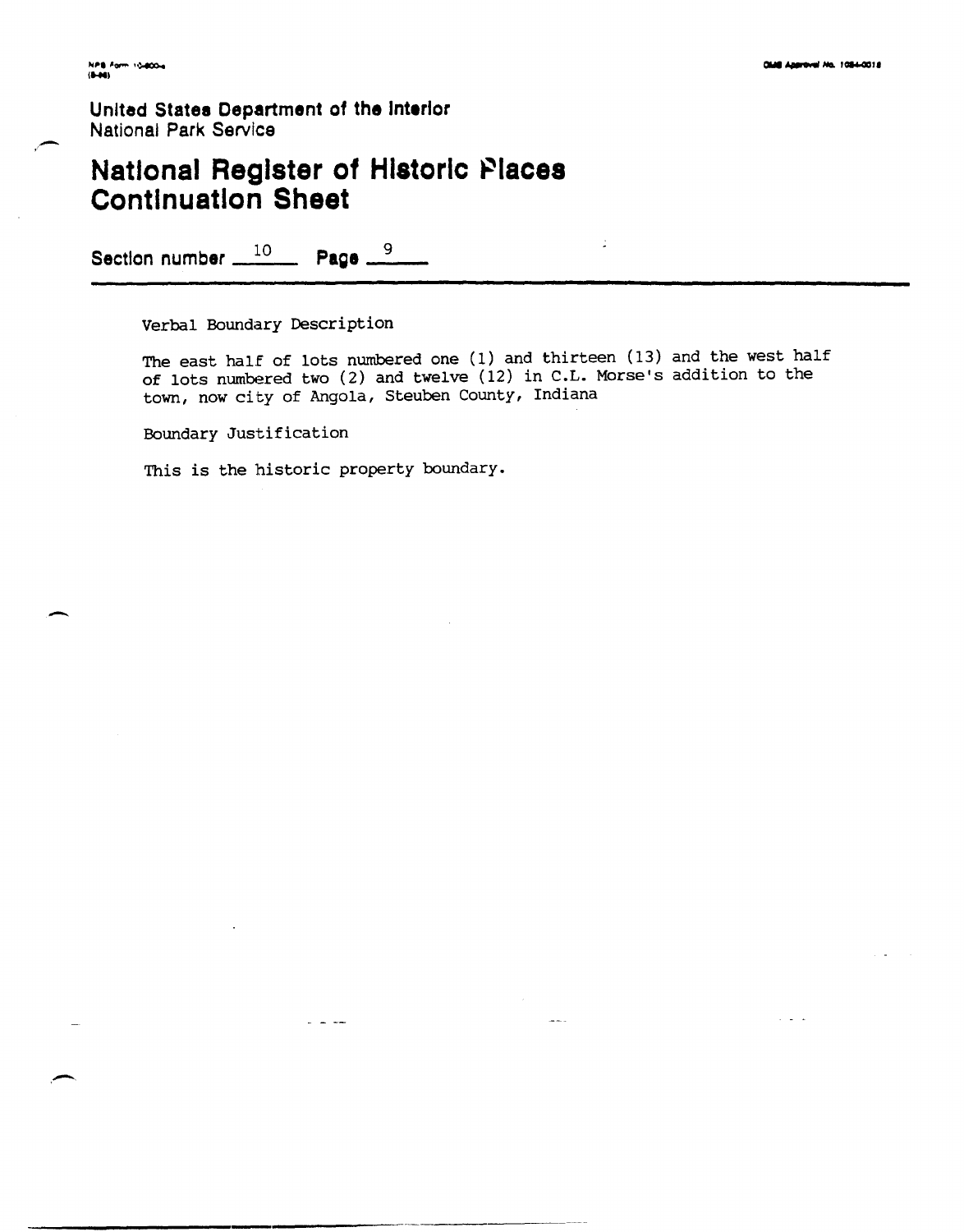United States Department of the Interior
National Park Service

# National Register of Historic Places Continuation Sheet

Section number 10 Page 9

Verbal Boundary Description

The east half of lots numbered one (1) and thirteen (13) and the west half of lots numbered two (2) and twelve (12) in C.L. Morse's addition to the town, now city of Angola, Steuben County, Indiana

Boundary Justification

This is the historic property boundary.